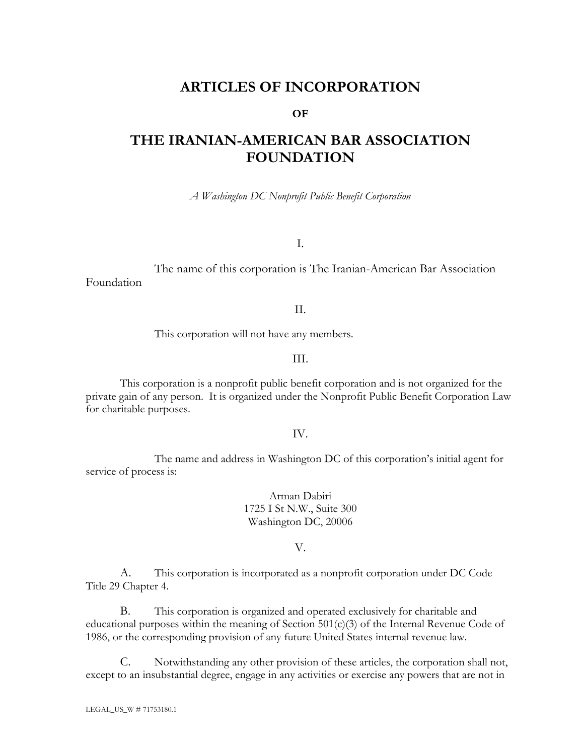# ARTICLES OF INCORPORATION

**OF**

# THE IRANIAN-AMERICAN BAR ASSOCIATION FOUNDATION

*A Washington DC Nonprofit Public Benefit Corporation*

I.

The name of this corporation is The Iranian-American Bar Association Foundation

II.

This corporation will not have any members.

III.

This corporation is a nonprofit public benefit corporation and is not organized for the private gain of any person. It is organized under the Nonprofit Public Benefit Corporation Law for charitable purposes.

IV.

The name and address in Washington DC of this corporation's initial agent for service of process is:

Arman Dabiri
1725 I St N.W., Suite 300
Washington DC, 20006

V.

A. This corporation is incorporated as a nonprofit corporation under DC Code Title 29 Chapter 4.

B. This corporation is organized and operated exclusively for charitable and educational purposes within the meaning of Section 501(c)(3) of the Internal Revenue Code of 1986, or the corresponding provision of any future United States internal revenue law.

C. Notwithstanding any other provision of these articles, the corporation shall not, except to an insubstantial degree, engage in any activities or exercise any powers that are not in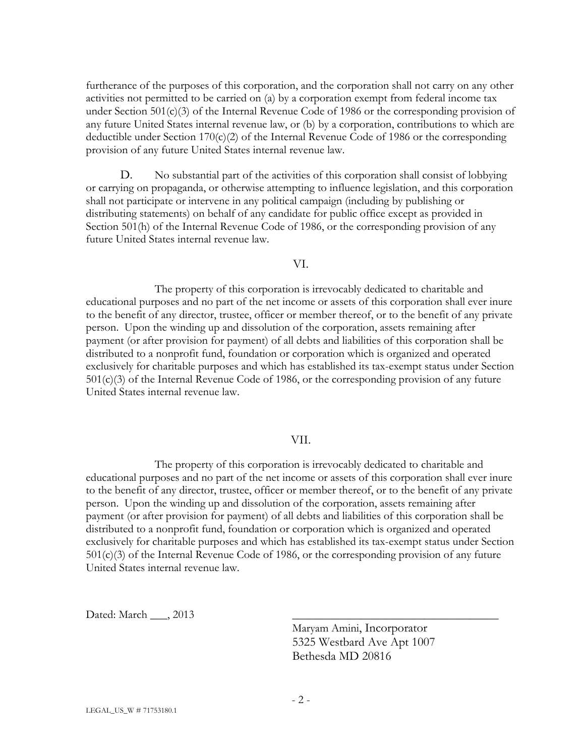furtherance of the purposes of this corporation, and the corporation shall not carry on any other activities not permitted to be carried on (a) by a corporation exempt from federal income tax under Section 501(c)(3) of the Internal Revenue Code of 1986 or the corresponding provision of any future United States internal revenue law, or (b) by a corporation, contributions to which are deductible under Section 170(c)(2) of the Internal Revenue Code of 1986 or the corresponding provision of any future United States internal revenue law.

D. No substantial part of the activities of this corporation shall consist of lobbying or carrying on propaganda, or otherwise attempting to influence legislation, and this corporation shall not participate or intervene in any political campaign (including by publishing or distributing statements) on behalf of any candidate for public office except as provided in Section 501(h) of the Internal Revenue Code of 1986, or the corresponding provision of any future United States internal revenue law.

VI.

The property of this corporation is irrevocably dedicated to charitable and educational purposes and no part of the net income or assets of this corporation shall ever inure to the benefit of any director, trustee, officer or member thereof, or to the benefit of any private person. Upon the winding up and dissolution of the corporation, assets remaining after payment (or after provision for payment) of all debts and liabilities of this corporation shall be distributed to a nonprofit fund, foundation or corporation which is organized and operated exclusively for charitable purposes and which has established its tax-exempt status under Section 501(c)(3) of the Internal Revenue Code of 1986, or the corresponding provision of any future United States internal revenue law.

VII.

The property of this corporation is irrevocably dedicated to charitable and educational purposes and no part of the net income or assets of this corporation shall ever inure to the benefit of any director, trustee, officer or member thereof, or to the benefit of any private person. Upon the winding up and dissolution of the corporation, assets remaining after payment (or after provision for payment) of all debts and liabilities of this corporation shall be distributed to a nonprofit fund, foundation or corporation which is organized and operated exclusively for charitable purposes and which has established its tax-exempt status under Section 501(c)(3) of the Internal Revenue Code of 1986, or the corresponding provision of any future United States internal revenue law.

Dated: March ___, 2013

____________________________________
Maryam Amini, Incorporator
5325 Westbard Ave Apt 1007
Bethesda MD 20816

LEGAL_US_W # 71753180.1